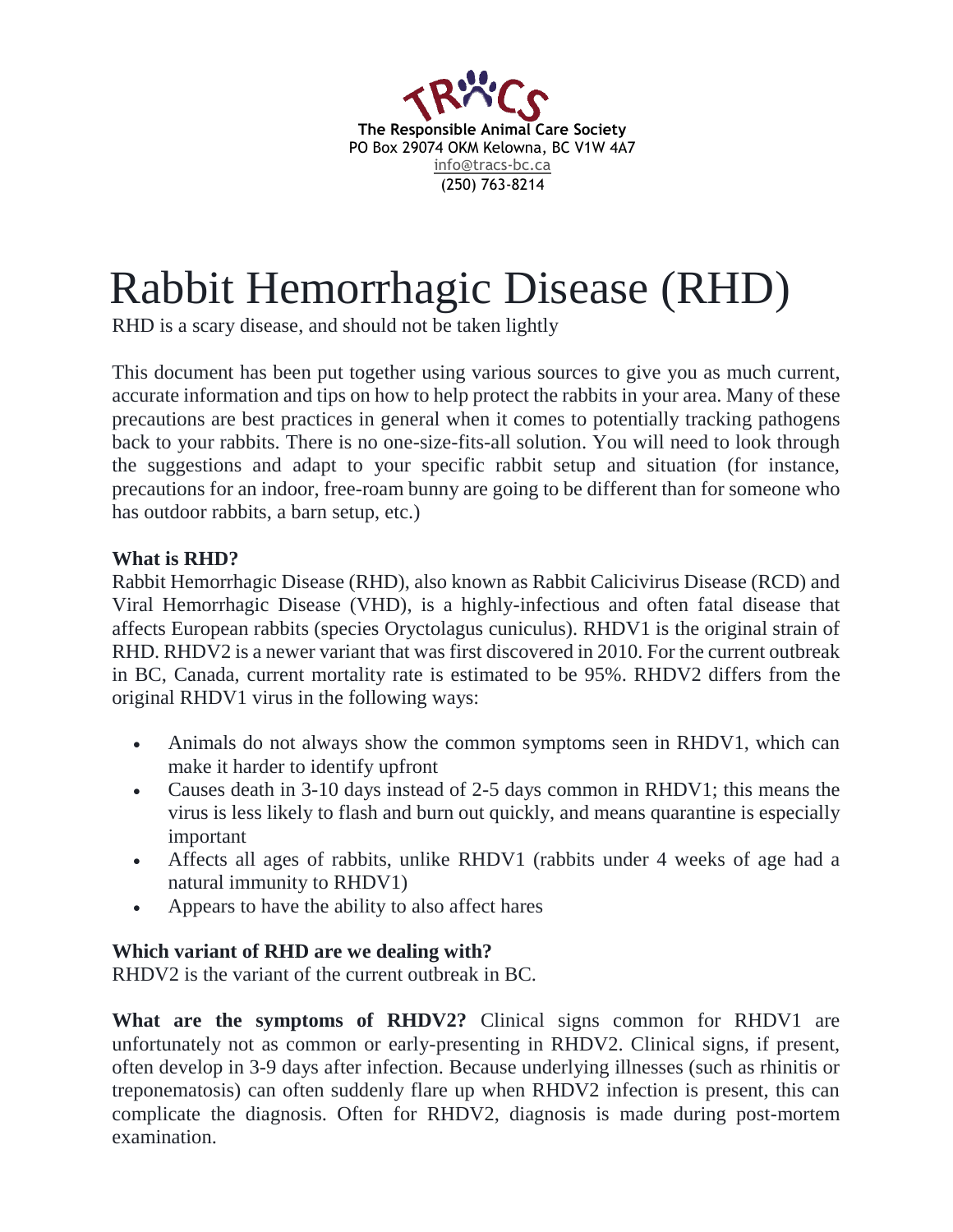**The Responsible Animal Care Society**
PO Box 29074 OKM Kelowna, BC V1W 4A7
info@tracs-bc.ca
(250) 763-8214

# Rabbit Hemorrhagic Disease (RHD)

RHD is a scary disease, and should not be taken lightly

This document has been put together using various sources to give you as much current, accurate information and tips on how to help protect the rabbits in your area. Many of these precautions are best practices in general when it comes to potentially tracking pathogens back to your rabbits. There is no one-size-fits-all solution. You will need to look through the suggestions and adapt to your specific rabbit setup and situation (for instance, precautions for an indoor, free-roam bunny are going to be different than for someone who has outdoor rabbits, a barn setup, etc.)

**What is RHD?**

Rabbit Hemorrhagic Disease (RHD), also known as Rabbit Calicivirus Disease (RCD) and Viral Hemorrhagic Disease (VHD), is a highly-infectious and often fatal disease that affects European rabbits (species Oryctolagus cuniculus). RHDV1 is the original strain of RHD. RHDV2 is a newer variant that was first discovered in 2010. For the current outbreak in BC, Canada, current mortality rate is estimated to be 95%. RHDV2 differs from the original RHDV1 virus in the following ways:

- Animals do not always show the common symptoms seen in RHDV1, which can make it harder to identify upfront
- Causes death in 3-10 days instead of 2-5 days common in RHDV1; this means the virus is less likely to flash and burn out quickly, and means quarantine is especially important
- Affects all ages of rabbits, unlike RHDV1 (rabbits under 4 weeks of age had a natural immunity to RHDV1)
- Appears to have the ability to also affect hares

**Which variant of RHD are we dealing with?**

RHDV2 is the variant of the current outbreak in BC.

**What are the symptoms of RHDV2?** Clinical signs common for RHDV1 are unfortunately not as common or early-presenting in RHDV2. Clinical signs, if present, often develop in 3-9 days after infection. Because underlying illnesses (such as rhinitis or treponematosis) can often suddenly flare up when RHDV2 infection is present, this can complicate the diagnosis. Often for RHDV2, diagnosis is made during post-mortem examination.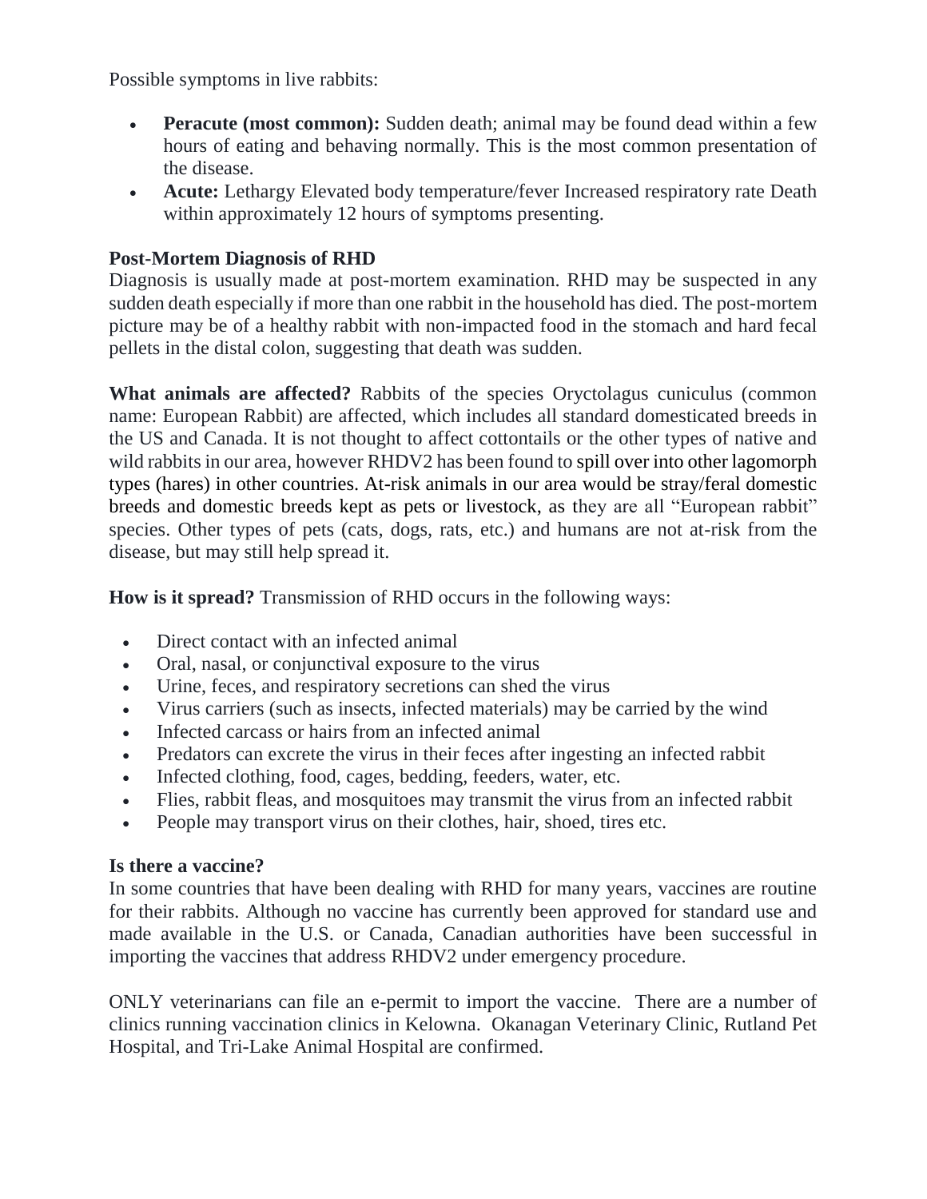Possible symptoms in live rabbits:

- **Peracute (most common):** Sudden death; animal may be found dead within a few hours of eating and behaving normally. This is the most common presentation of the disease.
- **Acute:** Lethargy Elevated body temperature/fever Increased respiratory rate Death within approximately 12 hours of symptoms presenting.

**Post-Mortem Diagnosis of RHD**
Diagnosis is usually made at post-mortem examination. RHD may be suspected in any sudden death especially if more than one rabbit in the household has died. The post-mortem picture may be of a healthy rabbit with non-impacted food in the stomach and hard fecal pellets in the distal colon, suggesting that death was sudden.

**What animals are affected?** Rabbits of the species Oryctolagus cuniculus (common name: European Rabbit) are affected, which includes all standard domesticated breeds in the US and Canada. It is not thought to affect cottontails or the other types of native and wild rabbits in our area, however RHDV2 has been found to spill over into other lagomorph types (hares) in other countries. At-risk animals in our area would be stray/feral domestic breeds and domestic breeds kept as pets or livestock, as they are all "European rabbit" species. Other types of pets (cats, dogs, rats, etc.) and humans are not at-risk from the disease, but may still help spread it.

**How is it spread?** Transmission of RHD occurs in the following ways:

- Direct contact with an infected animal
- Oral, nasal, or conjunctival exposure to the virus
- Urine, feces, and respiratory secretions can shed the virus
- Virus carriers (such as insects, infected materials) may be carried by the wind
- Infected carcass or hairs from an infected animal
- Predators can excrete the virus in their feces after ingesting an infected rabbit
- Infected clothing, food, cages, bedding, feeders, water, etc.
- Flies, rabbit fleas, and mosquitoes may transmit the virus from an infected rabbit
- People may transport virus on their clothes, hair, shoed, tires etc.

**Is there a vaccine?**
In some countries that have been dealing with RHD for many years, vaccines are routine for their rabbits. Although no vaccine has currently been approved for standard use and made available in the U.S. or Canada, Canadian authorities have been successful in importing the vaccines that address RHDV2 under emergency procedure.

ONLY veterinarians can file an e-permit to import the vaccine. There are a number of clinics running vaccination clinics in Kelowna. Okanagan Veterinary Clinic, Rutland Pet Hospital, and Tri-Lake Animal Hospital are confirmed.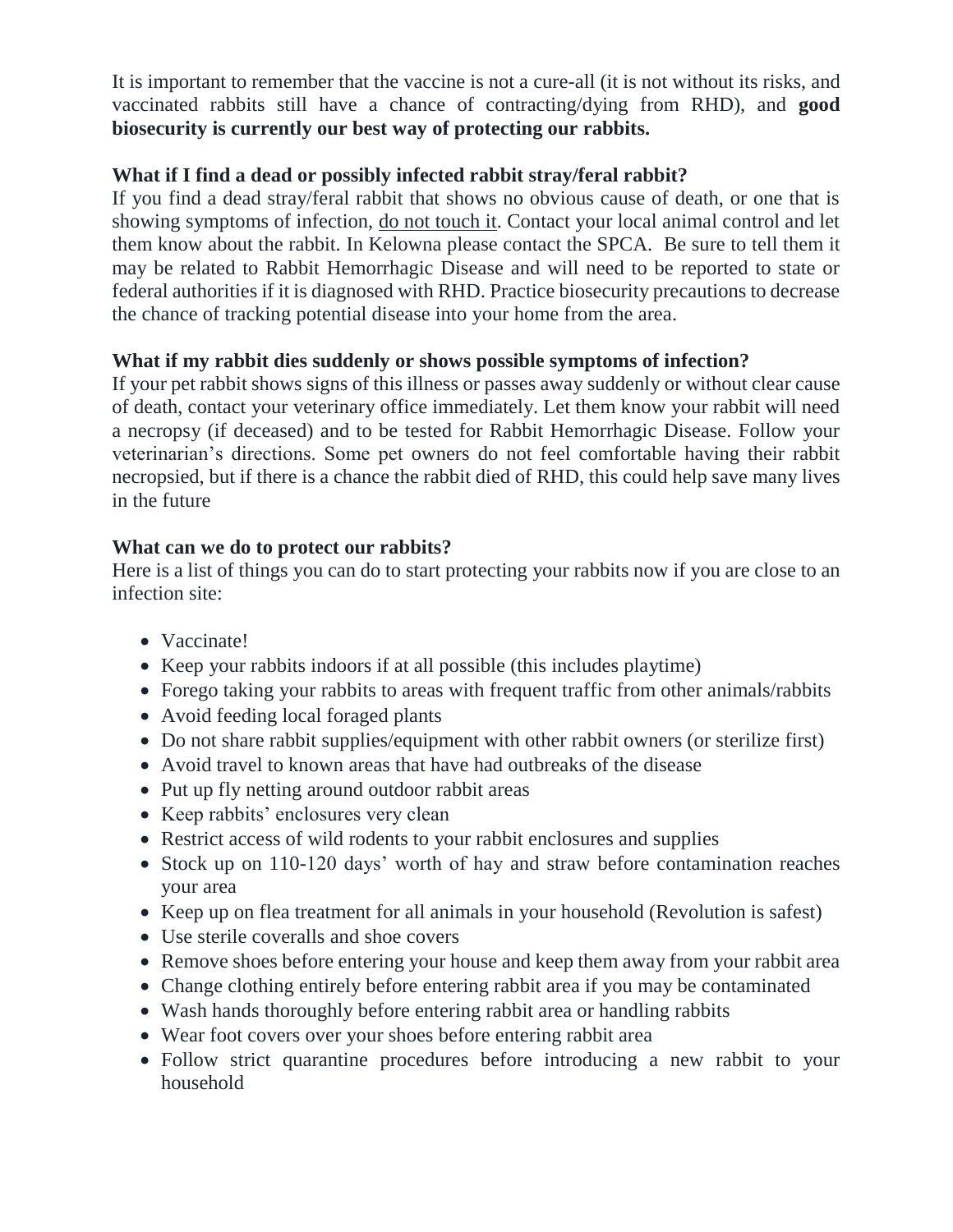It is important to remember that the vaccine is not a cure-all (it is not without its risks, and vaccinated rabbits still have a chance of contracting/dying from RHD), and **good biosecurity is currently our best way of protecting our rabbits.**

### What if I find a dead or possibly infected rabbit stray/feral rabbit?

If you find a dead stray/feral rabbit that shows no obvious cause of death, or one that is showing symptoms of infection, <u>do not touch it</u>. Contact your local animal control and let them know about the rabbit. In Kelowna please contact the SPCA. Be sure to tell them it may be related to Rabbit Hemorrhagic Disease and will need to be reported to state or federal authorities if it is diagnosed with RHD. Practice biosecurity precautions to decrease the chance of tracking potential disease into your home from the area.

### What if my rabbit dies suddenly or shows possible symptoms of infection?

If your pet rabbit shows signs of this illness or passes away suddenly or without clear cause of death, contact your veterinary office immediately. Let them know your rabbit will need a necropsy (if deceased) and to be tested for Rabbit Hemorrhagic Disease. Follow your veterinarian's directions. Some pet owners do not feel comfortable having their rabbit necropsied, but if there is a chance the rabbit died of RHD, this could help save many lives in the future

### What can we do to protect our rabbits?

Here is a list of things you can do to start protecting your rabbits now if you are close to an infection site:

- Vaccinate!
- Keep your rabbits indoors if at all possible (this includes playtime)
- Forego taking your rabbits to areas with frequent traffic from other animals/rabbits
- Avoid feeding local foraged plants
- Do not share rabbit supplies/equipment with other rabbit owners (or sterilize first)
- Avoid travel to known areas that have had outbreaks of the disease
- Put up fly netting around outdoor rabbit areas
- Keep rabbits' enclosures very clean
- Restrict access of wild rodents to your rabbit enclosures and supplies
- Stock up on 110-120 days' worth of hay and straw before contamination reaches your area
- Keep up on flea treatment for all animals in your household (Revolution is safest)
- Use sterile coveralls and shoe covers
- Remove shoes before entering your house and keep them away from your rabbit area
- Change clothing entirely before entering rabbit area if you may be contaminated
- Wash hands thoroughly before entering rabbit area or handling rabbits
- Wear foot covers over your shoes before entering rabbit area
- Follow strict quarantine procedures before introducing a new rabbit to your household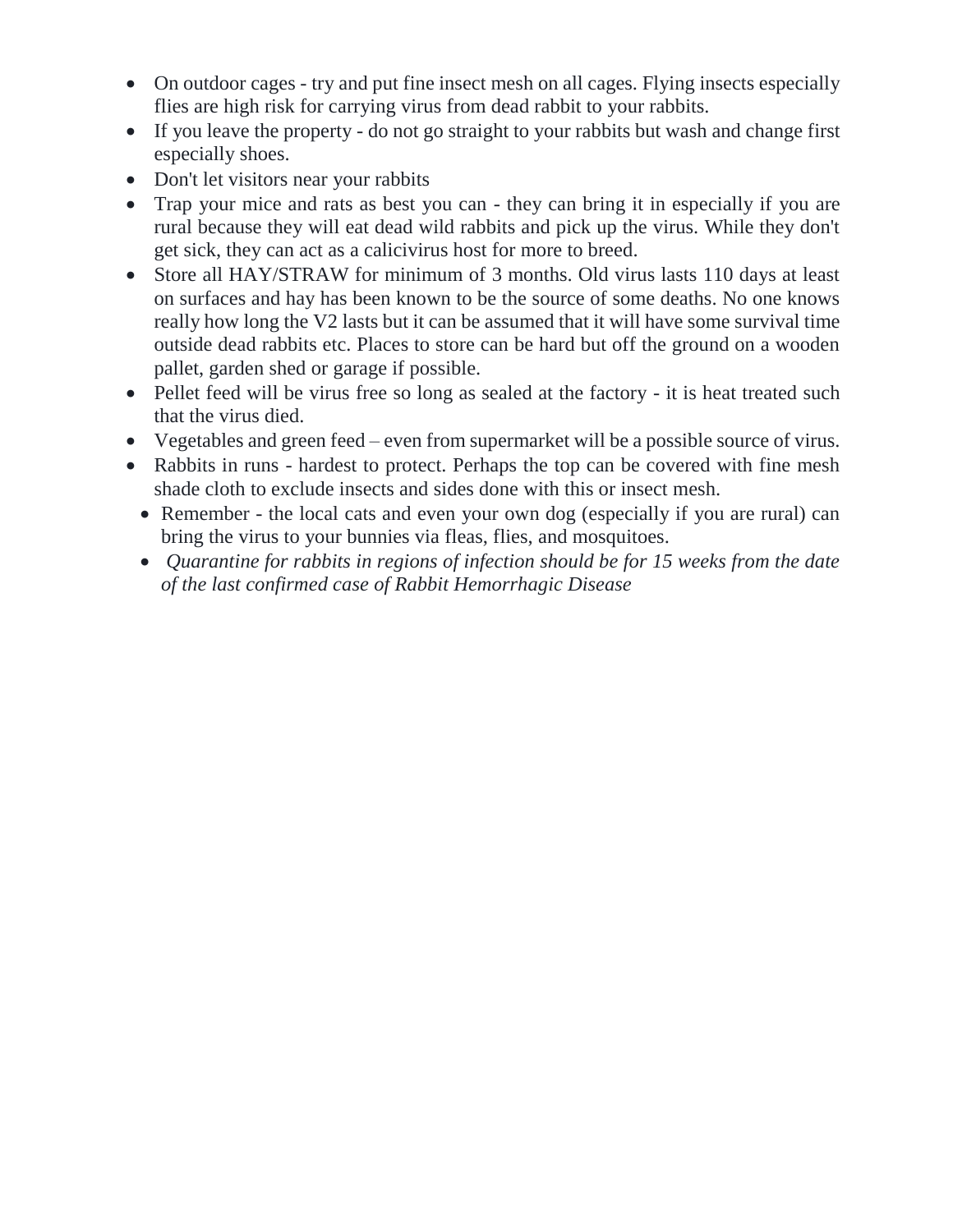- On outdoor cages - try and put fine insect mesh on all cages. Flying insects especially flies are high risk for carrying virus from dead rabbit to your rabbits.
- If you leave the property - do not go straight to your rabbits but wash and change first especially shoes.
- Don't let visitors near your rabbits
- Trap your mice and rats as best you can - they can bring it in especially if you are rural because they will eat dead wild rabbits and pick up the virus. While they don't get sick, they can act as a calicivirus host for more to breed.
- Store all HAY/STRAW for minimum of 3 months. Old virus lasts 110 days at least on surfaces and hay has been known to be the source of some deaths. No one knows really how long the V2 lasts but it can be assumed that it will have some survival time outside dead rabbits etc. Places to store can be hard but off the ground on a wooden pallet, garden shed or garage if possible.
- Pellet feed will be virus free so long as sealed at the factory - it is heat treated such that the virus died.
- Vegetables and green feed – even from supermarket will be a possible source of virus.
- Rabbits in runs - hardest to protect. Perhaps the top can be covered with fine mesh shade cloth to exclude insects and sides done with this or insect mesh.
- Remember - the local cats and even your own dog (especially if you are rural) can bring the virus to your bunnies via fleas, flies, and mosquitoes.
- *Quarantine for rabbits in regions of infection should be for 15 weeks from the date of the last confirmed case of Rabbit Hemorrhagic Disease*